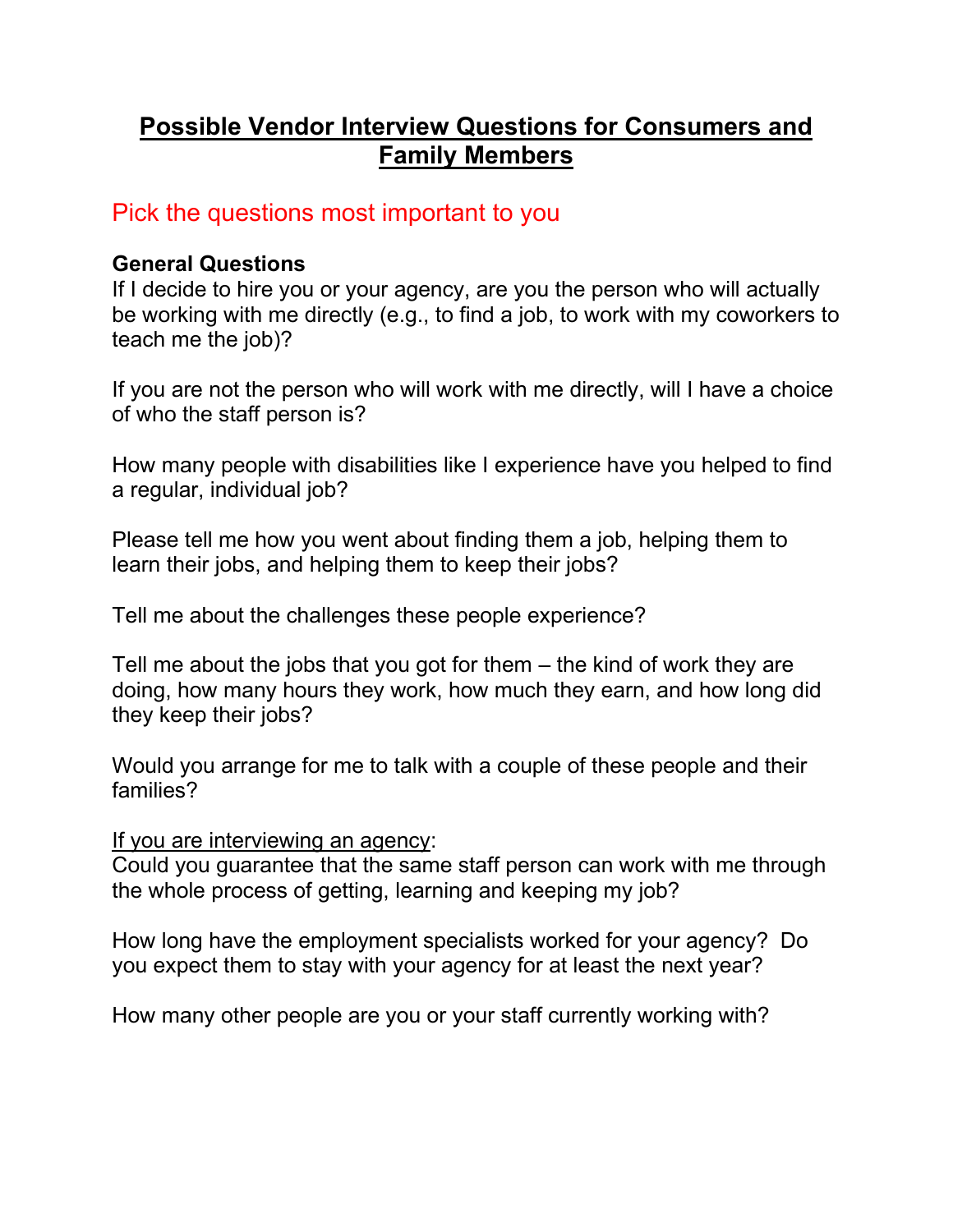# Possible Vendor Interview Questions for Consumers and Family Members

Pick the questions most important to you

**General Questions**

If I decide to hire you or your agency, are you the person who will actually be working with me directly (e.g., to find a job, to work with my coworkers to teach me the job)?

If you are not the person who will work with me directly, will I have a choice of who the staff person is?

How many people with disabilities like I experience have you helped to find a regular, individual job?

Please tell me how you went about finding them a job, helping them to learn their jobs, and helping them to keep their jobs?

Tell me about the challenges these people experience?

Tell me about the jobs that you got for them – the kind of work they are doing, how many hours they work, how much they earn, and how long did they keep their jobs?

Would you arrange for me to talk with a couple of these people and their families?

If you are interviewing an agency:

Could you guarantee that the same staff person can work with me through the whole process of getting, learning and keeping my job?

How long have the employment specialists worked for your agency? Do you expect them to stay with your agency for at least the next year?

How many other people are you or your staff currently working with?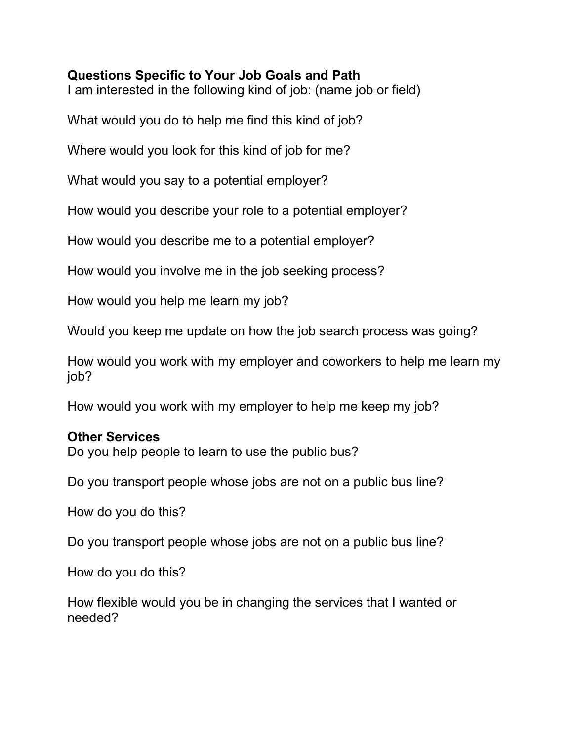**Questions Specific to Your Job Goals and Path**
I am interested in the following kind of job: (name job or field)

What would you do to help me find this kind of job?

Where would you look for this kind of job for me?

What would you say to a potential employer?

How would you describe your role to a potential employer?

How would you describe me to a potential employer?

How would you involve me in the job seeking process?

How would you help me learn my job?

Would you keep me update on how the job search process was going?

How would you work with my employer and coworkers to help me learn my job?

How would you work with my employer to help me keep my job?

**Other Services**
Do you help people to learn to use the public bus?

Do you transport people whose jobs are not on a public bus line?

How do you do this?

Do you transport people whose jobs are not on a public bus line?

How do you do this?

How flexible would you be in changing the services that I wanted or needed?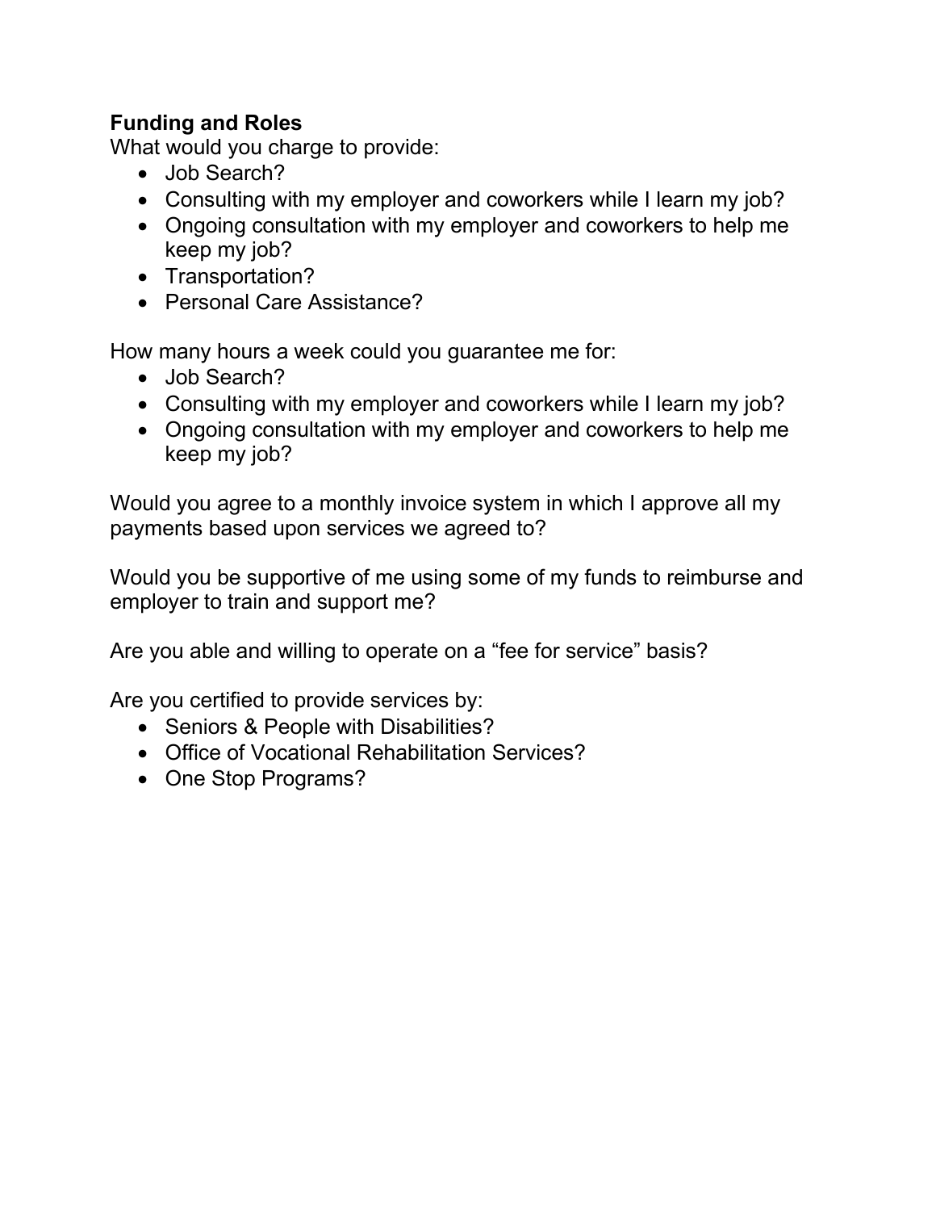**Funding and Roles**

What would you charge to provide:

- Job Search?
- Consulting with my employer and coworkers while I learn my job?
- Ongoing consultation with my employer and coworkers to help me keep my job?
- Transportation?
- Personal Care Assistance?

How many hours a week could you guarantee me for:

- Job Search?
- Consulting with my employer and coworkers while I learn my job?
- Ongoing consultation with my employer and coworkers to help me keep my job?

Would you agree to a monthly invoice system in which I approve all my payments based upon services we agreed to?

Would you be supportive of me using some of my funds to reimburse and employer to train and support me?

Are you able and willing to operate on a "fee for service" basis?

Are you certified to provide services by:

- Seniors & People with Disabilities?
- Office of Vocational Rehabilitation Services?
- One Stop Programs?